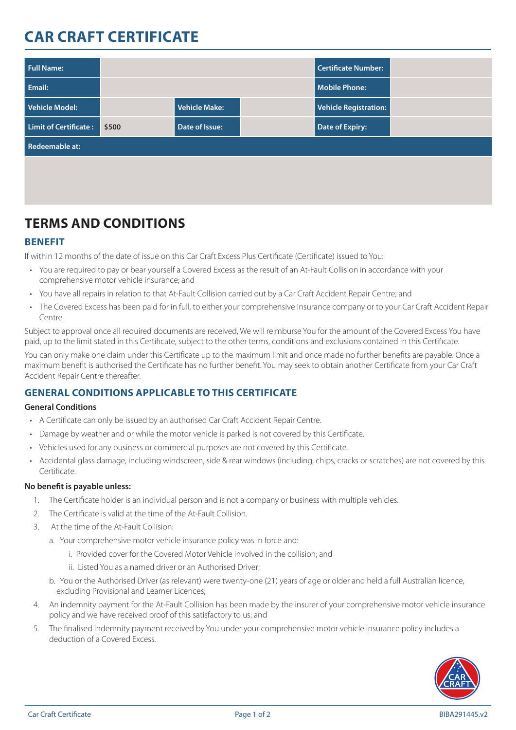# CAR CRAFT CERTIFICATE

| Full Name: | | | | Certificate Number: | |
|---|---|---|---|---|---|
| Email: | | | | Mobile Phone: | |
| Vehicle Model: | | Vehicle Make: | | Vehicle Registration: | |
| Limit of Certificate : | $500 | Date of Issue: | | Date of Expiry: | |
| Redeemable at: | | | | | |

# TERMS AND CONDITIONS

## BENEFIT

If within 12 months of the date of issue on this Car Craft Excess Plus Certificate (Certificate) issued to You:

- You are required to pay or bear yourself a Covered Excess as the result of an At-Fault Collision in accordance with your comprehensive motor vehicle insurance; and
- You have all repairs in relation to that At-Fault Collision carried out by a Car Craft Accident Repair Centre; and
- The Covered Excess has been paid for in full, to either your comprehensive insurance company or to your Car Craft Accident Repair Centre.

Subject to approval once all required documents are received, We will reimburse You for the amount of the Covered Excess You have paid, up to the limit stated in this Certificate, subject to the other terms, conditions and exclusions contained in this Certificate.

You can only make one claim under this Certificate up to the maximum limit and once made no further benefits are payable. Once a maximum benefit is authorised the Certificate has no further benefit. You may seek to obtain another Certificate from your Car Craft Accident Repair Centre thereafter.

## GENERAL CONDITIONS APPLICABLE TO THIS CERTIFICATE

**General Conditions**

- A Certificate can only be issued by an authorised Car Craft Accident Repair Centre.
- Damage by weather and or while the motor vehicle is parked is not covered by this Certificate.
- Vehicles used for any business or commercial purposes are not covered by this Certificate.
- Accidental glass damage, including windscreen, side & rear windows (including, chips, cracks or scratches) are not covered by this Certificate.

**No benefit is payable unless:**

1. The Certificate holder is an individual person and is not a company or business with multiple vehicles.
2. The Certificate is valid at the time of the At-Fault Collision.
3. At the time of the At-Fault Collision:
   a. Your comprehensive motor vehicle insurance policy was in force and:
      i. Provided cover for the Covered Motor Vehicle involved in the collision; and
      ii. Listed You as a named driver or an Authorised Driver;
   b. You or the Authorised Driver (as relevant) were twenty-one (21) years of age or older and held a full Australian licence, excluding Provisional and Learner Licences;
4. An indemnity payment for the At-Fault Collision has been made by the insurer of your comprehensive motor vehicle insurance policy and we have received proof of this satisfactory to us; and
5. The finalised indemnity payment received by You under your comprehensive motor vehicle insurance policy includes a deduction of a Covered Excess.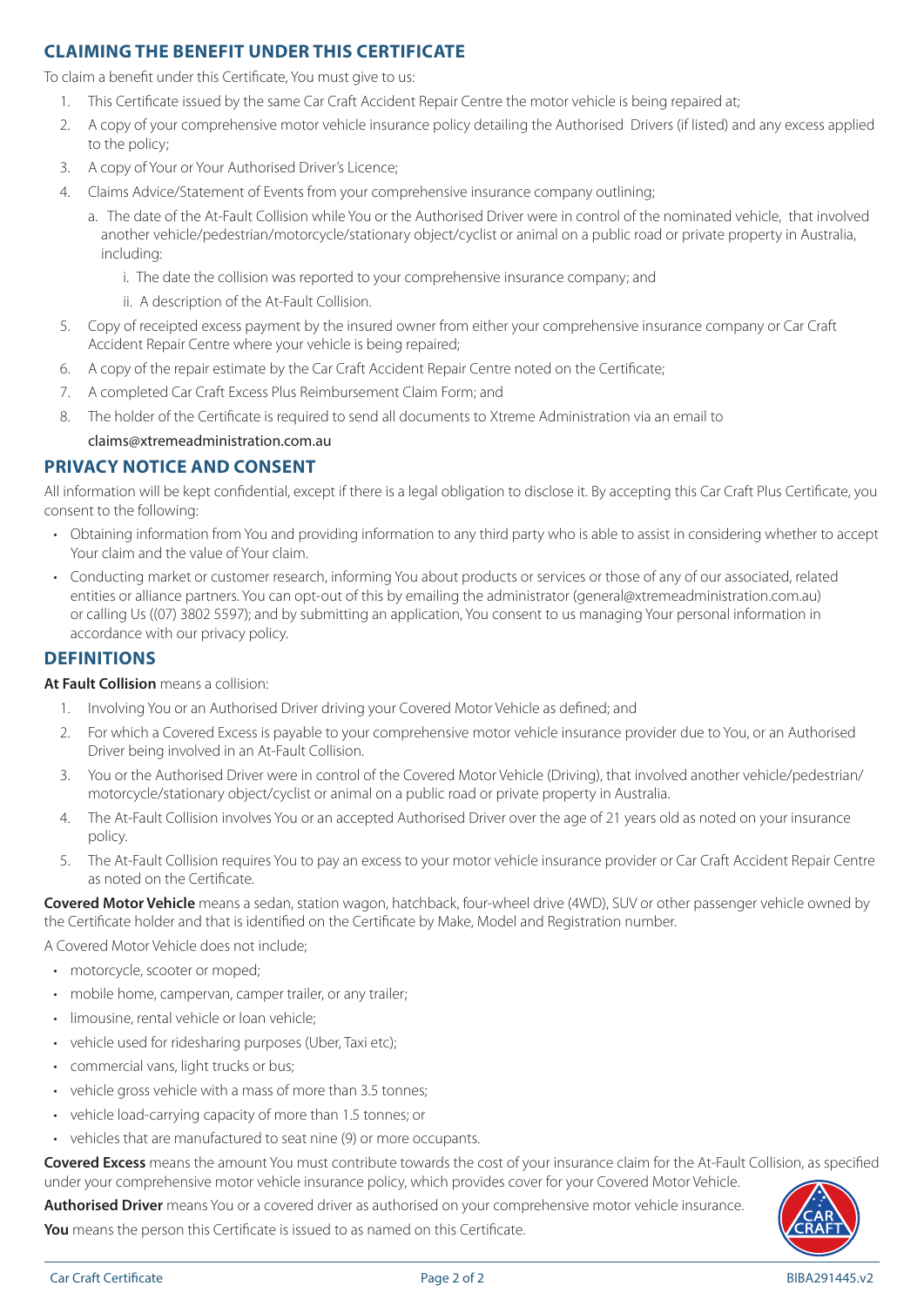## CLAIMING THE BENEFIT UNDER THIS CERTIFICATE

To claim a benefit under this Certificate, You must give to us:

1. This Certificate issued by the same Car Craft Accident Repair Centre the motor vehicle is being repaired at;
2. A copy of your comprehensive motor vehicle insurance policy detailing the Authorised Drivers (if listed) and any excess applied to the policy;
3. A copy of Your or Your Authorised Driver's Licence;
4. Claims Advice/Statement of Events from your comprehensive insurance company outlining;
   a. The date of the At-Fault Collision while You or the Authorised Driver were in control of the nominated vehicle, that involved another vehicle/pedestrian/motorcycle/stationary object/cyclist or animal on a public road or private property in Australia, including:
      i. The date the collision was reported to your comprehensive insurance company; and
      ii. A description of the At-Fault Collision.
5. Copy of receipted excess payment by the insured owner from either your comprehensive insurance company or Car Craft Accident Repair Centre where your vehicle is being repaired;
6. A copy of the repair estimate by the Car Craft Accident Repair Centre noted on the Certificate;
7. A completed Car Craft Excess Plus Reimbursement Claim Form; and
8. The holder of the Certificate is required to send all documents to Xtreme Administration via an email to

claims@xtremeadministration.com.au

## PRIVACY NOTICE AND CONSENT

All information will be kept confidential, except if there is a legal obligation to disclose it. By accepting this Car Craft Plus Certificate, you consent to the following:

- Obtaining information from You and providing information to any third party who is able to assist in considering whether to accept Your claim and the value of Your claim.
- Conducting market or customer research, informing You about products or services or those of any of our associated, related entities or alliance partners. You can opt-out of this by emailing the administrator (general@xtremeadministration.com.au) or calling Us ((07) 3802 5597); and by submitting an application, You consent to us managing Your personal information in accordance with our privacy policy.

## DEFINITIONS

**At Fault Collision** means a collision:

1. Involving You or an Authorised Driver driving your Covered Motor Vehicle as defined; and
2. For which a Covered Excess is payable to your comprehensive motor vehicle insurance provider due to You, or an Authorised Driver being involved in an At-Fault Collision.
3. You or the Authorised Driver were in control of the Covered Motor Vehicle (Driving), that involved another vehicle/pedestrian/motorcycle/stationary object/cyclist or animal on a public road or private property in Australia.
4. The At-Fault Collision involves You or an accepted Authorised Driver over the age of 21 years old as noted on your insurance policy.
5. The At-Fault Collision requires You to pay an excess to your motor vehicle insurance provider or Car Craft Accident Repair Centre as noted on the Certificate.

**Covered Motor Vehicle** means a sedan, station wagon, hatchback, four-wheel drive (4WD), SUV or other passenger vehicle owned by the Certificate holder and that is identified on the Certificate by Make, Model and Registration number.

A Covered Motor Vehicle does not include;

- motorcycle, scooter or moped;
- mobile home, campervan, camper trailer, or any trailer;
- limousine, rental vehicle or loan vehicle;
- vehicle used for ridesharing purposes (Uber, Taxi etc);
- commercial vans, light trucks or bus;
- vehicle gross vehicle with a mass of more than 3.5 tonnes;
- vehicle load-carrying capacity of more than 1.5 tonnes; or
- vehicles that are manufactured to seat nine (9) or more occupants.

**Covered Excess** means the amount You must contribute towards the cost of your insurance claim for the At-Fault Collision, as specified under your comprehensive motor vehicle insurance policy, which provides cover for your Covered Motor Vehicle.

**Authorised Driver** means You or a covered driver as authorised on your comprehensive motor vehicle insurance.

**You** means the person this Certificate is issued to as named on this Certificate.

Car Craft Certificate BIBA291445.v2